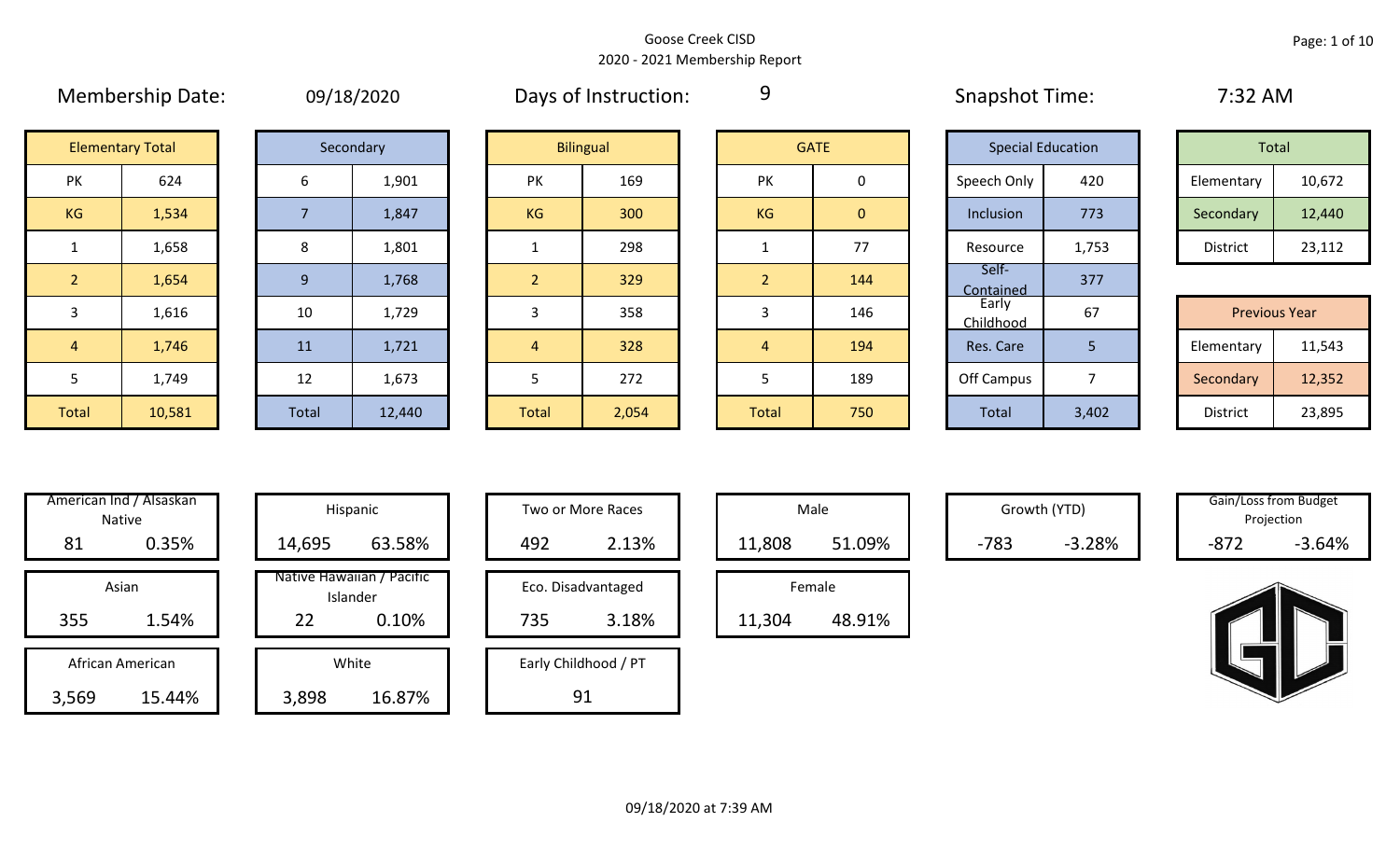Goose Creek CISD

2020 - 2021 Membership Report

Membership Date: 09/18/2020

Days of Instruction: 9

Snapshot Time: 7:32 AM

| Elementary Total | |
|---|---|
| PK | 624 |
| KG | 1,534 |
| 1 | 1,658 |
| 2 | 1,654 |
| 3 | 1,616 |
| 4 | 1,746 |
| 5 | 1,749 |
| Total | 10,581 |

| Secondary | |
|---|---|
| 6 | 1,901 |
| 7 | 1,847 |
| 8 | 1,801 |
| 9 | 1,768 |
| 10 | 1,729 |
| 11 | 1,721 |
| 12 | 1,673 |
| Total | 12,440 |

| Bilingual | |
|---|---|
| PK | 169 |
| KG | 300 |
| 1 | 298 |
| 2 | 329 |
| 3 | 358 |
| 4 | 328 |
| 5 | 272 |
| Total | 2,054 |

| GATE | |
|---|---|
| PK | 0 |
| KG | 0 |
| 1 | 77 |
| 2 | 144 |
| 3 | 146 |
| 4 | 194 |
| 5 | 189 |
| Total | 750 |

| Special Education | |
|---|---|
| Speech Only | 420 |
| Inclusion | 773 |
| Resource | 1,753 |
| Self-Contained | 377 |
| Early Childhood | 67 |
| Res. Care | 5 |
| Off Campus | 7 |
| Total | 3,402 |

| Total | |
|---|---|
| Elementary | 10,672 |
| Secondary | 12,440 |
| District | 23,112 |

| Previous Year | |
|---|---|
| Elementary | 11,543 |
| Secondary | 12,352 |
| District | 23,895 |

| Category | Count | Percent |
|---|---|---|
| American Ind / Alsaskan Native | 81 | 0.35% |
| Asian | 355 | 1.54% |
| African American | 3,569 | 15.44% |
| Hispanic | 14,695 | 63.58% |
| Native Hawaiian / Pacific Islander | 22 | 0.10% |
| White | 3,898 | 16.87% |
| Two or More Races | 492 | 2.13% |
| Eco. Disadvantaged | 735 | 3.18% |
| Early Childhood / PT | 91 | |
| Male | 11,808 | 51.09% |
| Female | 11,304 | 48.91% |
| Growth (YTD) | -783 | -3.28% |
| Gain/Loss from Budget Projection | -872 | -3.64% |

09/18/2020 at 7:39 AM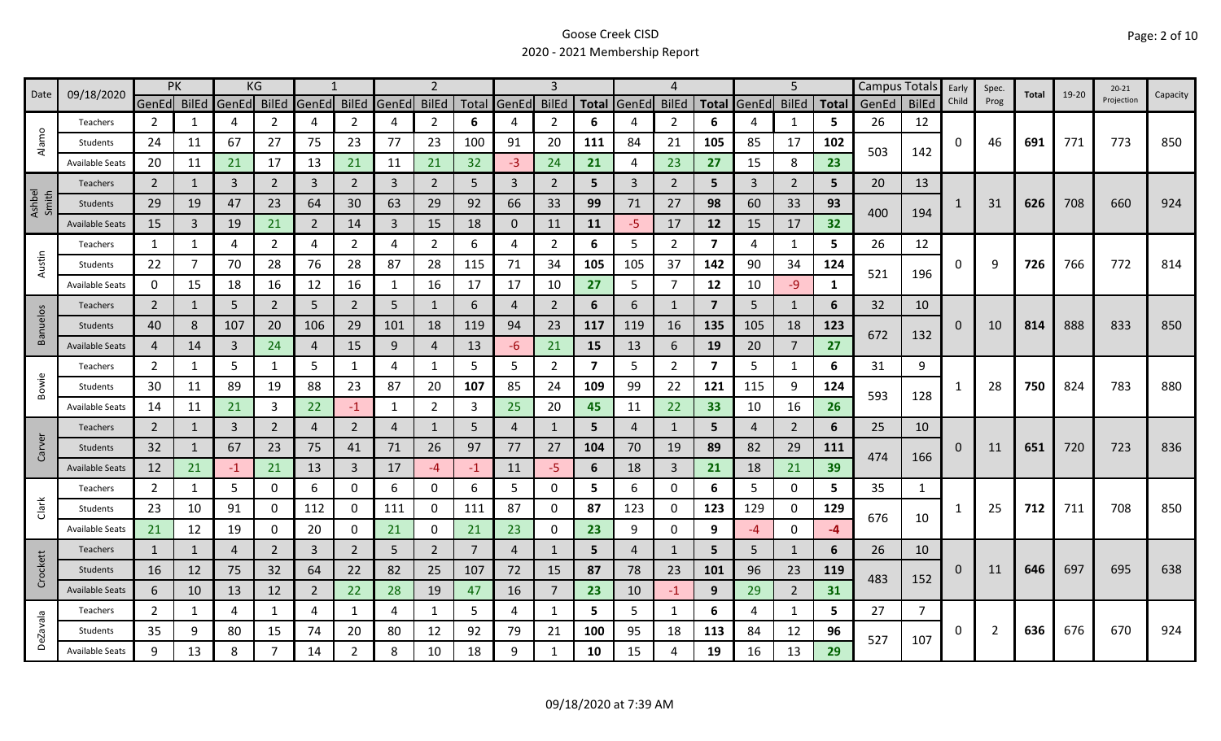# Goose Creek CISD

## 2020 - 2021 Membership Report

| Date | 09/18/2020 | PK | | KG | | 1 | | 2 | | | 3 | | | 4 | | | 5 | | | Campus Totals | | Early Child | Spec. Prog | Total | 19-20 | 20-21 Projection | Capacity |
|---|---|---|---|---|---|---|---|---|---|---|---|---|---|---|---|---|---|---|---|---|---|---|---|---|---|---|---|
| | | GenEd | BilEd | GenEd | BilEd | GenEd | BilEd | GenEd | BilEd | Total | GenEd | BilEd | Total | GenEd | BilEd | Total | GenEd | BilEd | Total | GenEd | BilEd | | | | | | |
| Alamo | Teachers | 2 | 1 | 4 | 2 | 4 | 2 | 4 | 2 | 6 | 4 | 2 | 6 | 4 | 2 | 6 | 4 | 1 | 5 | 26 | 12 | 0 | 46 | 691 | 771 | 773 | 850 |
| | Students | 24 | 11 | 67 | 27 | 75 | 23 | 77 | 23 | 100 | 91 | 20 | 111 | 84 | 21 | 105 | 85 | 17 | 102 | 503 | 142 | | | | | | |
| | Available Seats | 20 | 11 | 21 | 17 | 13 | 21 | 11 | 21 | 32 | -3 | 24 | 21 | 4 | 23 | 27 | 15 | 8 | 23 | | | | | | | | |
| Ashbel Smith | Teachers | 2 | 1 | 3 | 2 | 3 | 2 | 3 | 2 | 5 | 3 | 2 | 5 | 3 | 2 | 5 | 3 | 2 | 5 | 20 | 13 | 1 | 31 | 626 | 708 | 660 | 924 |
| | Students | 29 | 19 | 47 | 23 | 64 | 30 | 63 | 29 | 92 | 66 | 33 | 99 | 71 | 27 | 98 | 60 | 33 | 93 | 400 | 194 | | | | | | |
| | Available Seats | 15 | 3 | 19 | 21 | 2 | 14 | 3 | 15 | 18 | 0 | 11 | 11 | -5 | 17 | 12 | 15 | 17 | 32 | | | | | | | | |
| Austin | Teachers | 1 | 1 | 4 | 2 | 4 | 2 | 4 | 2 | 6 | 4 | 2 | 6 | 5 | 2 | 7 | 4 | 1 | 5 | 26 | 12 | 0 | 9 | 726 | 766 | 772 | 814 |
| | Students | 22 | 7 | 70 | 28 | 76 | 28 | 87 | 28 | 115 | 71 | 34 | 105 | 105 | 37 | 142 | 90 | 34 | 124 | 521 | 196 | | | | | | |
| | Available Seats | 0 | 15 | 18 | 16 | 12 | 16 | 1 | 16 | 17 | 17 | 10 | 27 | 5 | 7 | 12 | 10 | -9 | 1 | | | | | | | | |
| Banuelos | Teachers | 2 | 1 | 5 | 2 | 5 | 2 | 5 | 1 | 6 | 4 | 2 | 6 | 6 | 1 | 7 | 5 | 1 | 6 | 32 | 10 | 0 | 10 | 814 | 888 | 833 | 850 |
| | Students | 40 | 8 | 107 | 20 | 106 | 29 | 101 | 18 | 119 | 94 | 23 | 117 | 119 | 16 | 135 | 105 | 18 | 123 | 672 | 132 | | | | | | |
| | Available Seats | 4 | 14 | 3 | 24 | 4 | 15 | 9 | 4 | 13 | -6 | 21 | 15 | 13 | 6 | 19 | 20 | 7 | 27 | | | | | | | | |
| Bowie | Teachers | 2 | 1 | 5 | 1 | 5 | 1 | 4 | 1 | 5 | 5 | 2 | 7 | 5 | 2 | 7 | 5 | 1 | 6 | 31 | 9 | 1 | 28 | 750 | 824 | 783 | 880 |
| | Students | 30 | 11 | 89 | 19 | 88 | 23 | 87 | 20 | 107 | 85 | 24 | 109 | 99 | 22 | 121 | 115 | 9 | 124 | 593 | 128 | | | | | | |
| | Available Seats | 14 | 11 | 21 | 3 | 22 | -1 | 1 | 2 | 3 | 25 | 20 | 45 | 11 | 22 | 33 | 10 | 16 | 26 | | | | | | | | |
| Carver | Teachers | 2 | 1 | 3 | 2 | 4 | 2 | 4 | 1 | 5 | 4 | 1 | 5 | 4 | 1 | 5 | 4 | 2 | 6 | 25 | 10 | 0 | 11 | 651 | 720 | 723 | 836 |
| | Students | 32 | 1 | 67 | 23 | 75 | 41 | 71 | 26 | 97 | 77 | 27 | 104 | 70 | 19 | 89 | 82 | 29 | 111 | 474 | 166 | | | | | | |
| | Available Seats | 12 | 21 | -1 | 21 | 13 | 3 | 17 | -4 | -1 | 11 | -5 | 6 | 18 | 3 | 21 | 18 | 21 | 39 | | | | | | | | |
| Clark | Teachers | 2 | 1 | 5 | 0 | 6 | 0 | 6 | 0 | 6 | 5 | 0 | 5 | 6 | 0 | 6 | 5 | 0 | 5 | 35 | 1 | 1 | 25 | 712 | 711 | 708 | 850 |
| | Students | 23 | 10 | 91 | 0 | 112 | 0 | 111 | 0 | 111 | 87 | 0 | 87 | 123 | 0 | 123 | 129 | 0 | 129 | 676 | 10 | | | | | | |
| | Available Seats | 21 | 12 | 19 | 0 | 20 | 0 | 21 | 0 | 21 | 23 | 0 | 23 | 9 | 0 | 9 | -4 | 0 | -4 | | | | | | | | |
| Crockett | Teachers | 1 | 1 | 4 | 2 | 3 | 2 | 5 | 2 | 7 | 4 | 1 | 5 | 4 | 1 | 5 | 5 | 1 | 6 | 26 | 10 | 0 | 11 | 646 | 697 | 695 | 638 |
| | Students | 16 | 12 | 75 | 32 | 64 | 22 | 82 | 25 | 107 | 72 | 15 | 87 | 78 | 23 | 101 | 96 | 23 | 119 | 483 | 152 | | | | | | |
| | Available Seats | 6 | 10 | 13 | 12 | 2 | 22 | 28 | 19 | 47 | 16 | 7 | 23 | 10 | -1 | 9 | 29 | 2 | 31 | | | | | | | | |
| DeZavala | Teachers | 2 | 1 | 4 | 1 | 4 | 1 | 4 | 1 | 5 | 4 | 1 | 5 | 5 | 1 | 6 | 4 | 1 | 5 | 27 | 7 | 0 | 2 | 636 | 676 | 670 | 924 |
| | Students | 35 | 9 | 80 | 15 | 74 | 20 | 80 | 12 | 92 | 79 | 21 | 100 | 95 | 18 | 113 | 84 | 12 | 96 | 527 | 107 | | | | | | |
| | Available Seats | 9 | 13 | 8 | 7 | 14 | 2 | 8 | 10 | 18 | 9 | 1 | 10 | 15 | 4 | 19 | 16 | 13 | 29 | | | | | | | | |

09/18/2020 at 7:39 AM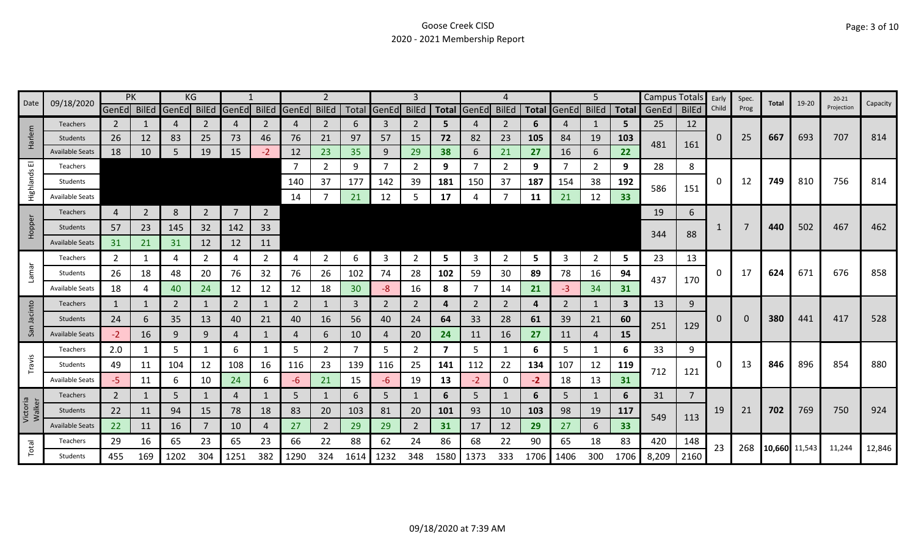Goose Creek CISD

2020 - 2021 Membership Report

| Date | 09/18/2020 | PK | | KG | | 1 | | 2 | | | 3 | | | 4 | | | 5 | | | Campus Totals | | Early Child | Spec. Prog | Total | 19-20 | 20-21 Projection | Capacity |
|---|---|---|---|---|---|---|---|---|---|---|---|---|---|---|---|---|---|---|---|---|---|---|---|---|---|---|---|
| | | GenEd | BilEd | GenEd | BilEd | GenEd | BilEd | GenEd | BilEd | Total | GenEd | BilEd | Total | GenEd | BilEd | Total | GenEd | BilEd | Total | GenEd | BilEd | | | | | | |
| Harlem | Teachers | 2 | 1 | 4 | 2 | 4 | 2 | 4 | 2 | 6 | 3 | 2 | 5 | 4 | 2 | 6 | 4 | 1 | 5 | 25 | 12 | 0 | 25 | 667 | 693 | 707 | 814 |
| | Students | 26 | 12 | 83 | 25 | 73 | 46 | 76 | 21 | 97 | 57 | 15 | 72 | 82 | 23 | 105 | 84 | 19 | 103 | 481 | 161 | | | | | | |
| | Available Seats | 18 | 10 | 5 | 19 | 15 | -2 | 12 | 23 | 35 | 9 | 29 | 38 | 6 | 21 | 27 | 16 | 6 | 22 | | | | | | | | |
| Highlands El | Teachers | | | | | | | 7 | 2 | 9 | 7 | 2 | 9 | 7 | 2 | 9 | 7 | 2 | 9 | 28 | 8 | 0 | 12 | 749 | 810 | 756 | 814 |
| | Students | | | | | | | 140 | 37 | 177 | 142 | 39 | 181 | 150 | 37 | 187 | 154 | 38 | 192 | 586 | 151 | | | | | | |
| | Available Seats | | | | | | | 14 | 7 | 21 | 12 | 5 | 17 | 4 | 7 | 11 | 21 | 12 | 33 | | | | | | | | |
| Hopper | Teachers | 4 | 2 | 8 | 2 | 7 | 2 | | | | | | | | | | | | | 19 | 6 | 1 | 7 | 440 | 502 | 467 | 462 |
| | Students | 57 | 23 | 145 | 32 | 142 | 33 | | | | | | | | | | | | | 344 | 88 | | | | | | |
| | Available Seats | 31 | 21 | 31 | 12 | 12 | 11 | | | | | | | | | | | | | | | | | | | | |
| Lamar | Teachers | 2 | 1 | 4 | 2 | 4 | 2 | 4 | 2 | 6 | 3 | 2 | 5 | 3 | 2 | 5 | 3 | 2 | 5 | 23 | 13 | 0 | 17 | 624 | 671 | 676 | 858 |
| | Students | 26 | 18 | 48 | 20 | 76 | 32 | 76 | 26 | 102 | 74 | 28 | 102 | 59 | 30 | 89 | 78 | 16 | 94 | 437 | 170 | | | | | | |
| | Available Seats | 18 | 4 | 40 | 24 | 12 | 12 | 12 | 18 | 30 | -8 | 16 | 8 | 7 | 14 | 21 | -3 | 34 | 31 | | | | | | | | |
| San Jacinto | Teachers | 1 | 1 | 2 | 1 | 2 | 1 | 2 | 1 | 3 | 2 | 2 | 4 | 2 | 2 | 4 | 2 | 1 | 3 | 13 | 9 | 0 | 0 | 380 | 441 | 417 | 528 |
| | Students | 24 | 6 | 35 | 13 | 40 | 21 | 40 | 16 | 56 | 40 | 24 | 64 | 33 | 28 | 61 | 39 | 21 | 60 | 251 | 129 | | | | | | |
| | Available Seats | -2 | 16 | 9 | 9 | 4 | 1 | 4 | 6 | 10 | 4 | 20 | 24 | 11 | 16 | 27 | 11 | 4 | 15 | | | | | | | | |
| Travis | Teachers | 2.0 | 1 | 5 | 1 | 6 | 1 | 5 | 2 | 7 | 5 | 2 | 7 | 5 | 1 | 6 | 5 | 1 | 6 | 33 | 9 | 0 | 13 | 846 | 896 | 854 | 880 |
| | Students | 49 | 11 | 104 | 12 | 108 | 16 | 116 | 23 | 139 | 116 | 25 | 141 | 112 | 22 | 134 | 107 | 12 | 119 | 712 | 121 | | | | | | |
| | Available Seats | -5 | 11 | 6 | 10 | 24 | 6 | -6 | 21 | 15 | -6 | 19 | 13 | -2 | 0 | -2 | 18 | 13 | 31 | | | | | | | | |
| Victoria Walker | Teachers | 2 | 1 | 5 | 1 | 4 | 1 | 5 | 1 | 6 | 5 | 1 | 6 | 5 | 1 | 6 | 5 | 1 | 6 | 31 | 7 | 19 | 21 | 702 | 769 | 750 | 924 |
| | Students | 22 | 11 | 94 | 15 | 78 | 18 | 83 | 20 | 103 | 81 | 20 | 101 | 93 | 10 | 103 | 98 | 19 | 117 | 549 | 113 | | | | | | |
| | Available Seats | 22 | 11 | 16 | 7 | 10 | 4 | 27 | 2 | 29 | 29 | 2 | 31 | 17 | 12 | 29 | 27 | 6 | 33 | | | | | | | | |
| Total | Teachers | 29 | 16 | 65 | 23 | 65 | 23 | 66 | 22 | 88 | 62 | 24 | 86 | 68 | 22 | 90 | 65 | 18 | 83 | 420 | 148 | 23 | 268 | 10,660 | 11,543 | 11,244 | 12,846 |
| | Students | 455 | 169 | 1202 | 304 | 1251 | 382 | 1290 | 324 | 1614 | 1232 | 348 | 1580 | 1373 | 333 | 1706 | 1406 | 300 | 1706 | 8,209 | 2160 | | | | | | |

09/18/2020 at 7:39 AM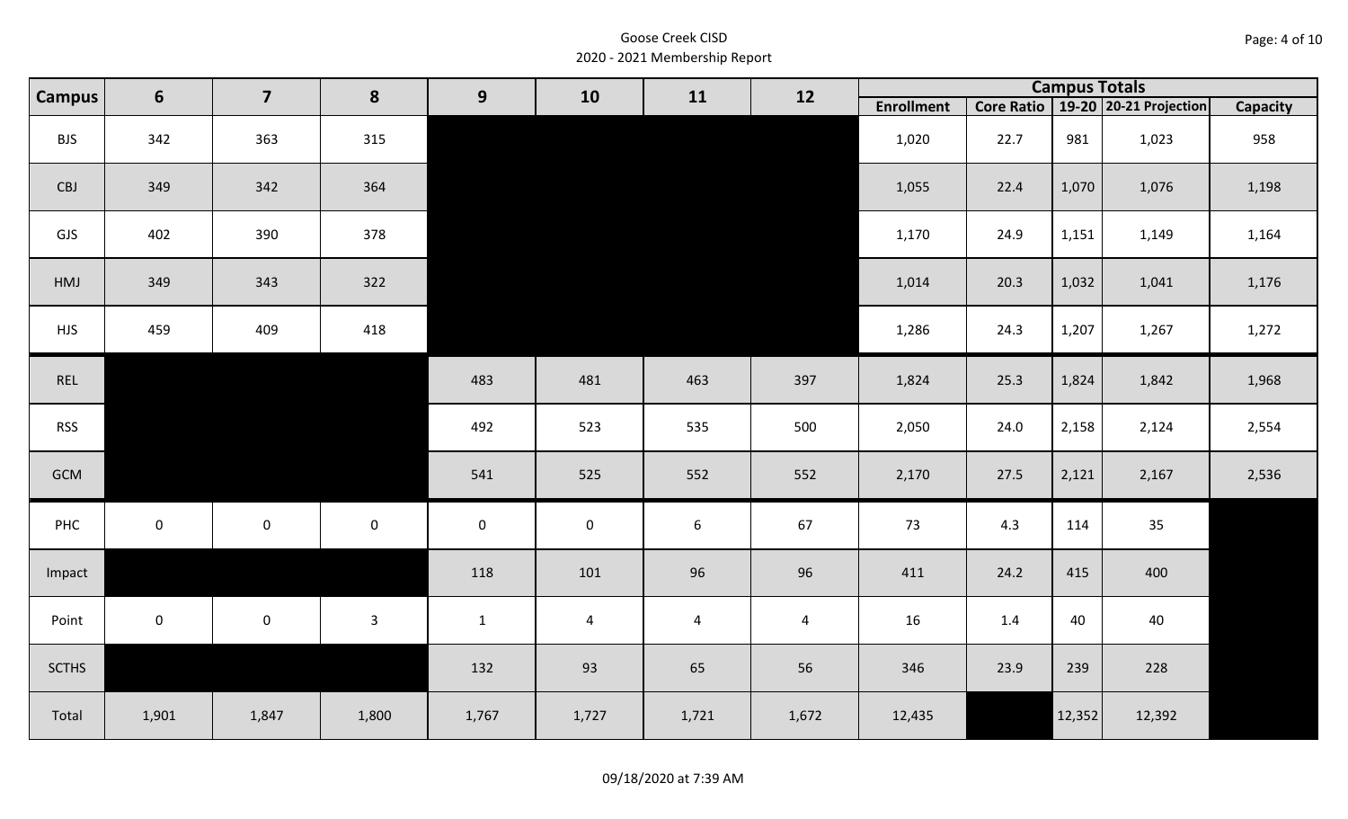Goose Creek CISD
2020 - 2021 Membership Report

| Campus | 6 | 7 | 8 | 9 | 10 | 11 | 12 | Campus Totals | | | | |
|---|---|---|---|---|---|---|---|---|---|---|---|---|
| | | | | | | | | Enrollment | Core Ratio | 19-20 | 20-21 Projection | Capacity |
| BJS | 342 | 363 | 315 | | | | | 1,020 | 22.7 | 981 | 1,023 | 958 |
| CBJ | 349 | 342 | 364 | | | | | 1,055 | 22.4 | 1,070 | 1,076 | 1,198 |
| GJS | 402 | 390 | 378 | | | | | 1,170 | 24.9 | 1,151 | 1,149 | 1,164 |
| HMJ | 349 | 343 | 322 | | | | | 1,014 | 20.3 | 1,032 | 1,041 | 1,176 |
| HJS | 459 | 409 | 418 | | | | | 1,286 | 24.3 | 1,207 | 1,267 | 1,272 |
| REL | | | | 483 | 481 | 463 | 397 | 1,824 | 25.3 | 1,824 | 1,842 | 1,968 |
| RSS | | | | 492 | 523 | 535 | 500 | 2,050 | 24.0 | 2,158 | 2,124 | 2,554 |
| GCM | | | | 541 | 525 | 552 | 552 | 2,170 | 27.5 | 2,121 | 2,167 | 2,536 |
| PHC | 0 | 0 | 0 | 0 | 0 | 6 | 67 | 73 | 4.3 | 114 | 35 | |
| Impact | | | | 118 | 101 | 96 | 96 | 411 | 24.2 | 415 | 400 | |
| Point | 0 | 0 | 3 | 1 | 4 | 4 | 4 | 16 | 1.4 | 40 | 40 | |
| SCTHS | | | | 132 | 93 | 65 | 56 | 346 | 23.9 | 239 | 228 | |
| Total | 1,901 | 1,847 | 1,800 | 1,767 | 1,727 | 1,721 | 1,672 | 12,435 | | 12,352 | 12,392 | |

09/18/2020 at 7:39 AM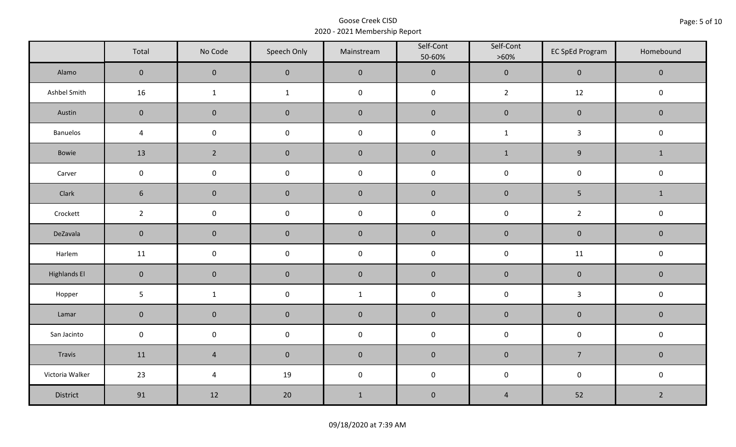Goose Creek CISD
2020 - 2021 Membership Report

| | Total | No Code | Speech Only | Mainstream | Self-Cont 50-60% | Self-Cont >60% | EC SpEd Program | Homebound |
|---|---|---|---|---|---|---|---|---|
| Alamo | 0 | 0 | 0 | 0 | 0 | 0 | 0 | 0 |
| Ashbel Smith | 16 | 1 | 1 | 0 | 0 | 2 | 12 | 0 |
| Austin | 0 | 0 | 0 | 0 | 0 | 0 | 0 | 0 |
| Banuelos | 4 | 0 | 0 | 0 | 0 | 1 | 3 | 0 |
| Bowie | 13 | 2 | 0 | 0 | 0 | 1 | 9 | 1 |
| Carver | 0 | 0 | 0 | 0 | 0 | 0 | 0 | 0 |
| Clark | 6 | 0 | 0 | 0 | 0 | 0 | 5 | 1 |
| Crockett | 2 | 0 | 0 | 0 | 0 | 0 | 2 | 0 |
| DeZavala | 0 | 0 | 0 | 0 | 0 | 0 | 0 | 0 |
| Harlem | 11 | 0 | 0 | 0 | 0 | 0 | 11 | 0 |
| Highlands El | 0 | 0 | 0 | 0 | 0 | 0 | 0 | 0 |
| Hopper | 5 | 1 | 0 | 1 | 0 | 0 | 3 | 0 |
| Lamar | 0 | 0 | 0 | 0 | 0 | 0 | 0 | 0 |
| San Jacinto | 0 | 0 | 0 | 0 | 0 | 0 | 0 | 0 |
| Travis | 11 | 4 | 0 | 0 | 0 | 0 | 7 | 0 |
| Victoria Walker | 23 | 4 | 19 | 0 | 0 | 0 | 0 | 0 |
| District | 91 | 12 | 20 | 1 | 0 | 4 | 52 | 2 |

09/18/2020 at 7:39 AM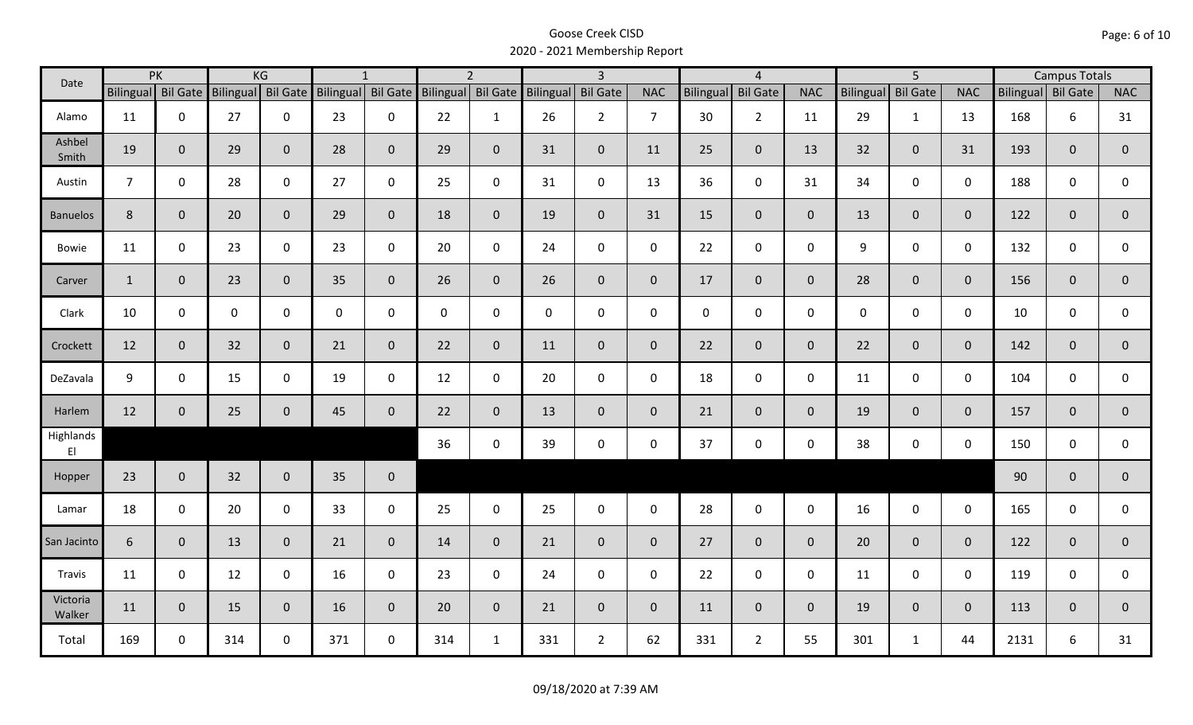# Goose Creek CISD
## 2020 - 2021 Membership Report

| Date | PK | | KG | | 1 | | 2 | | 3 | | | 4 | | | 5 | | | Campus Totals | | |
|---|---|---|---|---|---|---|---|---|---|---|---|---|---|---|---|---|---|---|---|---|
| | Bilingual | Bil Gate | Bilingual | Bil Gate | Bilingual | Bil Gate | Bilingual | Bil Gate | Bilingual | Bil Gate | NAC | Bilingual | Bil Gate | NAC | Bilingual | Bil Gate | NAC | Bilingual | Bil Gate | NAC |
| Alamo | 11 | 0 | 27 | 0 | 23 | 0 | 22 | 1 | 26 | 2 | 7 | 30 | 2 | 11 | 29 | 1 | 13 | 168 | 6 | 31 |
| Ashbel Smith | 19 | 0 | 29 | 0 | 28 | 0 | 29 | 0 | 31 | 0 | 11 | 25 | 0 | 13 | 32 | 0 | 31 | 193 | 0 | 0 |
| Austin | 7 | 0 | 28 | 0 | 27 | 0 | 25 | 0 | 31 | 0 | 13 | 36 | 0 | 31 | 34 | 0 | 0 | 188 | 0 | 0 |
| Banuelos | 8 | 0 | 20 | 0 | 29 | 0 | 18 | 0 | 19 | 0 | 31 | 15 | 0 | 0 | 13 | 0 | 0 | 122 | 0 | 0 |
| Bowie | 11 | 0 | 23 | 0 | 23 | 0 | 20 | 0 | 24 | 0 | 0 | 22 | 0 | 0 | 9 | 0 | 0 | 132 | 0 | 0 |
| Carver | 1 | 0 | 23 | 0 | 35 | 0 | 26 | 0 | 26 | 0 | 0 | 17 | 0 | 0 | 28 | 0 | 0 | 156 | 0 | 0 |
| Clark | 10 | 0 | 0 | 0 | 0 | 0 | 0 | 0 | 0 | 0 | 0 | 0 | 0 | 0 | 0 | 0 | 0 | 10 | 0 | 0 |
| Crockett | 12 | 0 | 32 | 0 | 21 | 0 | 22 | 0 | 11 | 0 | 0 | 22 | 0 | 0 | 22 | 0 | 0 | 142 | 0 | 0 |
| DeZavala | 9 | 0 | 15 | 0 | 19 | 0 | 12 | 0 | 20 | 0 | 0 | 18 | 0 | 0 | 11 | 0 | 0 | 104 | 0 | 0 |
| Harlem | 12 | 0 | 25 | 0 | 45 | 0 | 22 | 0 | 13 | 0 | 0 | 21 | 0 | 0 | 19 | 0 | 0 | 157 | 0 | 0 |
| Highlands El | | | | | | | 36 | 0 | 39 | 0 | 0 | 37 | 0 | 0 | 38 | 0 | 0 | 150 | 0 | 0 |
| Hopper | 23 | 0 | 32 | 0 | 35 | 0 | | | | | | | | | | | | 90 | 0 | 0 |
| Lamar | 18 | 0 | 20 | 0 | 33 | 0 | 25 | 0 | 25 | 0 | 0 | 28 | 0 | 0 | 16 | 0 | 0 | 165 | 0 | 0 |
| San Jacinto | 6 | 0 | 13 | 0 | 21 | 0 | 14 | 0 | 21 | 0 | 0 | 27 | 0 | 0 | 20 | 0 | 0 | 122 | 0 | 0 |
| Travis | 11 | 0 | 12 | 0 | 16 | 0 | 23 | 0 | 24 | 0 | 0 | 22 | 0 | 0 | 11 | 0 | 0 | 119 | 0 | 0 |
| Victoria Walker | 11 | 0 | 15 | 0 | 16 | 0 | 20 | 0 | 21 | 0 | 0 | 11 | 0 | 0 | 19 | 0 | 0 | 113 | 0 | 0 |
| Total | 169 | 0 | 314 | 0 | 371 | 0 | 314 | 1 | 331 | 2 | 62 | 331 | 2 | 55 | 301 | 1 | 44 | 2131 | 6 | 31 |

09/18/2020 at 7:39 AM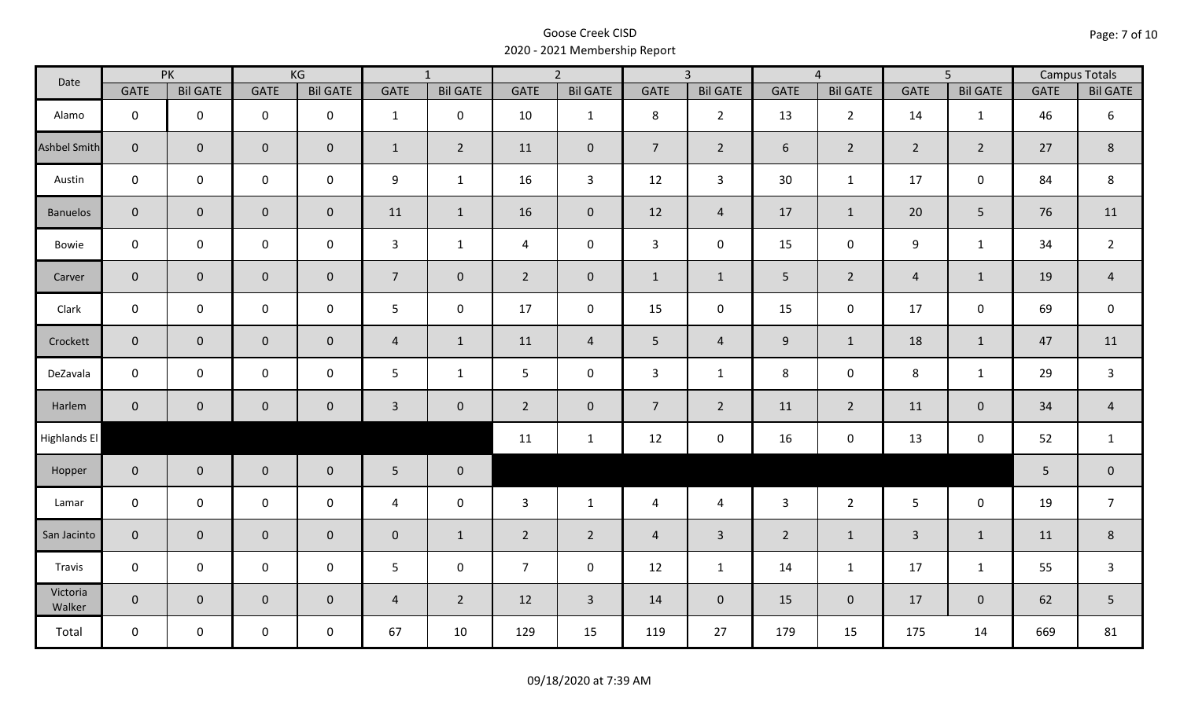# Goose Creek CISD
## 2020 - 2021 Membership Report

| Date | PK | | KG | | 1 | | 2 | | 3 | | 4 | | 5 | | Campus Totals | |
|---|---|---|---|---|---|---|---|---|---|---|---|---|---|---|---|---|
| | GATE | Bil GATE | GATE | Bil GATE | GATE | Bil GATE | GATE | Bil GATE | GATE | Bil GATE | GATE | Bil GATE | GATE | Bil GATE | GATE | Bil GATE |
| Alamo | 0 | 0 | 0 | 0 | 1 | 0 | 10 | 1 | 8 | 2 | 13 | 2 | 14 | 1 | 46 | 6 |
| Ashbel Smith | 0 | 0 | 0 | 0 | 1 | 2 | 11 | 0 | 7 | 2 | 6 | 2 | 2 | 2 | 27 | 8 |
| Austin | 0 | 0 | 0 | 0 | 9 | 1 | 16 | 3 | 12 | 3 | 30 | 1 | 17 | 0 | 84 | 8 |
| Banuelos | 0 | 0 | 0 | 0 | 11 | 1 | 16 | 0 | 12 | 4 | 17 | 1 | 20 | 5 | 76 | 11 |
| Bowie | 0 | 0 | 0 | 0 | 3 | 1 | 4 | 0 | 3 | 0 | 15 | 0 | 9 | 1 | 34 | 2 |
| Carver | 0 | 0 | 0 | 0 | 7 | 0 | 2 | 0 | 1 | 1 | 5 | 2 | 4 | 1 | 19 | 4 |
| Clark | 0 | 0 | 0 | 0 | 5 | 0 | 17 | 0 | 15 | 0 | 15 | 0 | 17 | 0 | 69 | 0 |
| Crockett | 0 | 0 | 0 | 0 | 4 | 1 | 11 | 4 | 5 | 4 | 9 | 1 | 18 | 1 | 47 | 11 |
| DeZavala | 0 | 0 | 0 | 0 | 5 | 1 | 5 | 0 | 3 | 1 | 8 | 0 | 8 | 1 | 29 | 3 |
| Harlem | 0 | 0 | 0 | 0 | 3 | 0 | 2 | 0 | 7 | 2 | 11 | 2 | 11 | 0 | 34 | 4 |
| Highlands El | | | | | | | 11 | 1 | 12 | 0 | 16 | 0 | 13 | 0 | 52 | 1 |
| Hopper | 0 | 0 | 0 | 0 | 5 | 0 | | | | | | | | | 5 | 0 |
| Lamar | 0 | 0 | 0 | 0 | 4 | 0 | 3 | 1 | 4 | 4 | 3 | 2 | 5 | 0 | 19 | 7 |
| San Jacinto | 0 | 0 | 0 | 0 | 0 | 1 | 2 | 2 | 4 | 3 | 2 | 1 | 3 | 1 | 11 | 8 |
| Travis | 0 | 0 | 0 | 0 | 5 | 0 | 7 | 0 | 12 | 1 | 14 | 1 | 17 | 1 | 55 | 3 |
| Victoria Walker | 0 | 0 | 0 | 0 | 4 | 2 | 12 | 3 | 14 | 0 | 15 | 0 | 17 | 0 | 62 | 5 |
| Total | 0 | 0 | 0 | 0 | 67 | 10 | 129 | 15 | 119 | 27 | 179 | 15 | 175 | 14 | 669 | 81 |

09/18/2020 at 7:39 AM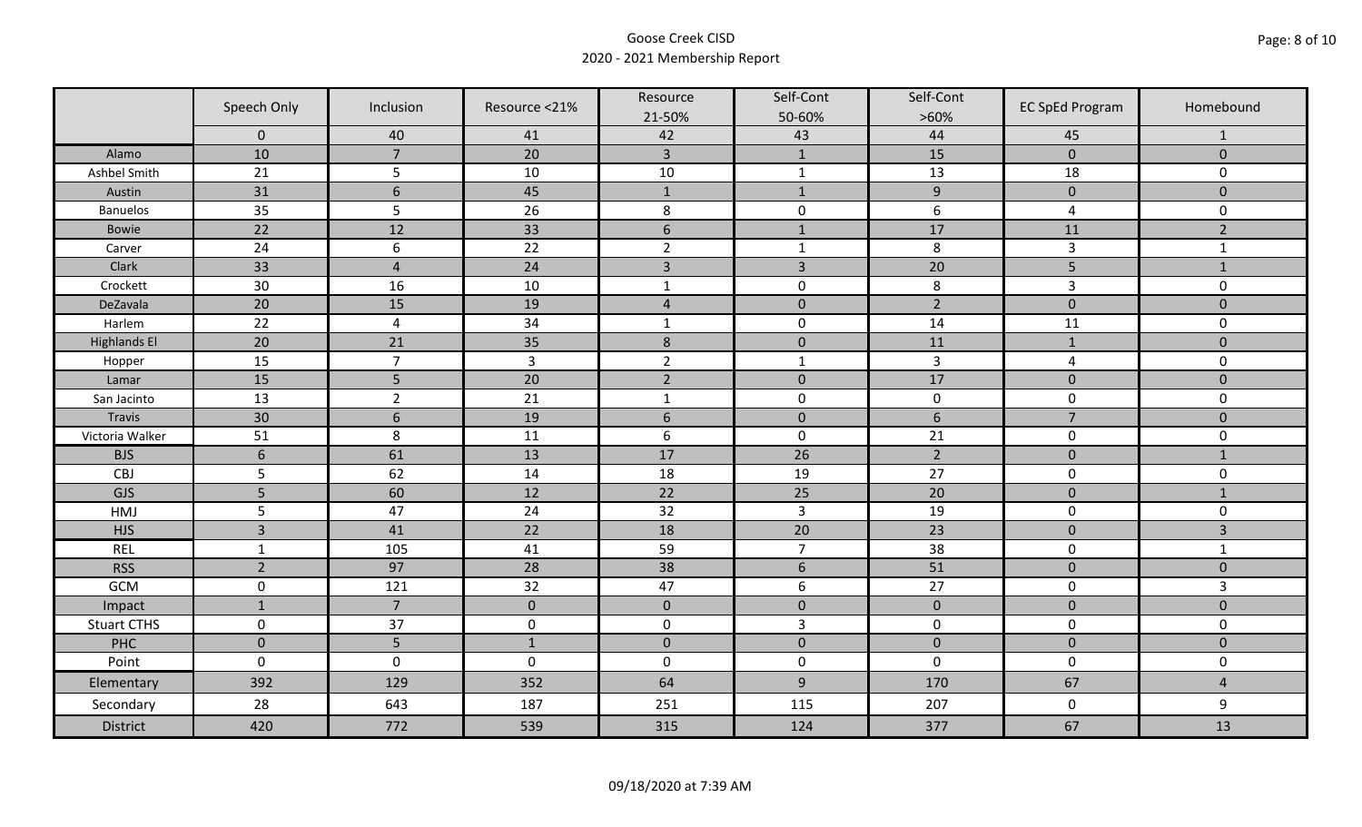Goose Creek CISD
2020 - 2021 Membership Report

| | Speech Only | Inclusion | Resource <21% | Resource 21-50% | Self-Cont 50-60% | Self-Cont >60% | EC SpEd Program | Homebound |
|---|---|---|---|---|---|---|---|---|
| | 0 | 40 | 41 | 42 | 43 | 44 | 45 | 1 |
| Alamo | 10 | 7 | 20 | 3 | 1 | 15 | 0 | 0 |
| Ashbel Smith | 21 | 5 | 10 | 10 | 1 | 13 | 18 | 0 |
| Austin | 31 | 6 | 45 | 1 | 1 | 9 | 0 | 0 |
| Banuelos | 35 | 5 | 26 | 8 | 0 | 6 | 4 | 0 |
| Bowie | 22 | 12 | 33 | 6 | 1 | 17 | 11 | 2 |
| Carver | 24 | 6 | 22 | 2 | 1 | 8 | 3 | 1 |
| Clark | 33 | 4 | 24 | 3 | 3 | 20 | 5 | 1 |
| Crockett | 30 | 16 | 10 | 1 | 0 | 8 | 3 | 0 |
| DeZavala | 20 | 15 | 19 | 4 | 0 | 2 | 0 | 0 |
| Harlem | 22 | 4 | 34 | 1 | 0 | 14 | 11 | 0 |
| Highlands El | 20 | 21 | 35 | 8 | 0 | 11 | 1 | 0 |
| Hopper | 15 | 7 | 3 | 2 | 1 | 3 | 4 | 0 |
| Lamar | 15 | 5 | 20 | 2 | 0 | 17 | 0 | 0 |
| San Jacinto | 13 | 2 | 21 | 1 | 0 | 0 | 0 | 0 |
| Travis | 30 | 6 | 19 | 6 | 0 | 6 | 7 | 0 |
| Victoria Walker | 51 | 8 | 11 | 6 | 0 | 21 | 0 | 0 |
| BJS | 6 | 61 | 13 | 17 | 26 | 2 | 0 | 1 |
| CBJ | 5 | 62 | 14 | 18 | 19 | 27 | 0 | 0 |
| GJS | 5 | 60 | 12 | 22 | 25 | 20 | 0 | 1 |
| HMJ | 5 | 47 | 24 | 32 | 3 | 19 | 0 | 0 |
| HJS | 3 | 41 | 22 | 18 | 20 | 23 | 0 | 3 |
| REL | 1 | 105 | 41 | 59 | 7 | 38 | 0 | 1 |
| RSS | 2 | 97 | 28 | 38 | 6 | 51 | 0 | 0 |
| GCM | 0 | 121 | 32 | 47 | 6 | 27 | 0 | 3 |
| Impact | 1 | 7 | 0 | 0 | 0 | 0 | 0 | 0 |
| Stuart CTHS | 0 | 37 | 0 | 0 | 3 | 0 | 0 | 0 |
| PHC | 0 | 5 | 1 | 0 | 0 | 0 | 0 | 0 |
| Point | 0 | 0 | 0 | 0 | 0 | 0 | 0 | 0 |
| Elementary | 392 | 129 | 352 | 64 | 9 | 170 | 67 | 4 |
| Secondary | 28 | 643 | 187 | 251 | 115 | 207 | 0 | 9 |
| District | 420 | 772 | 539 | 315 | 124 | 377 | 67 | 13 |

09/18/2020 at 7:39 AM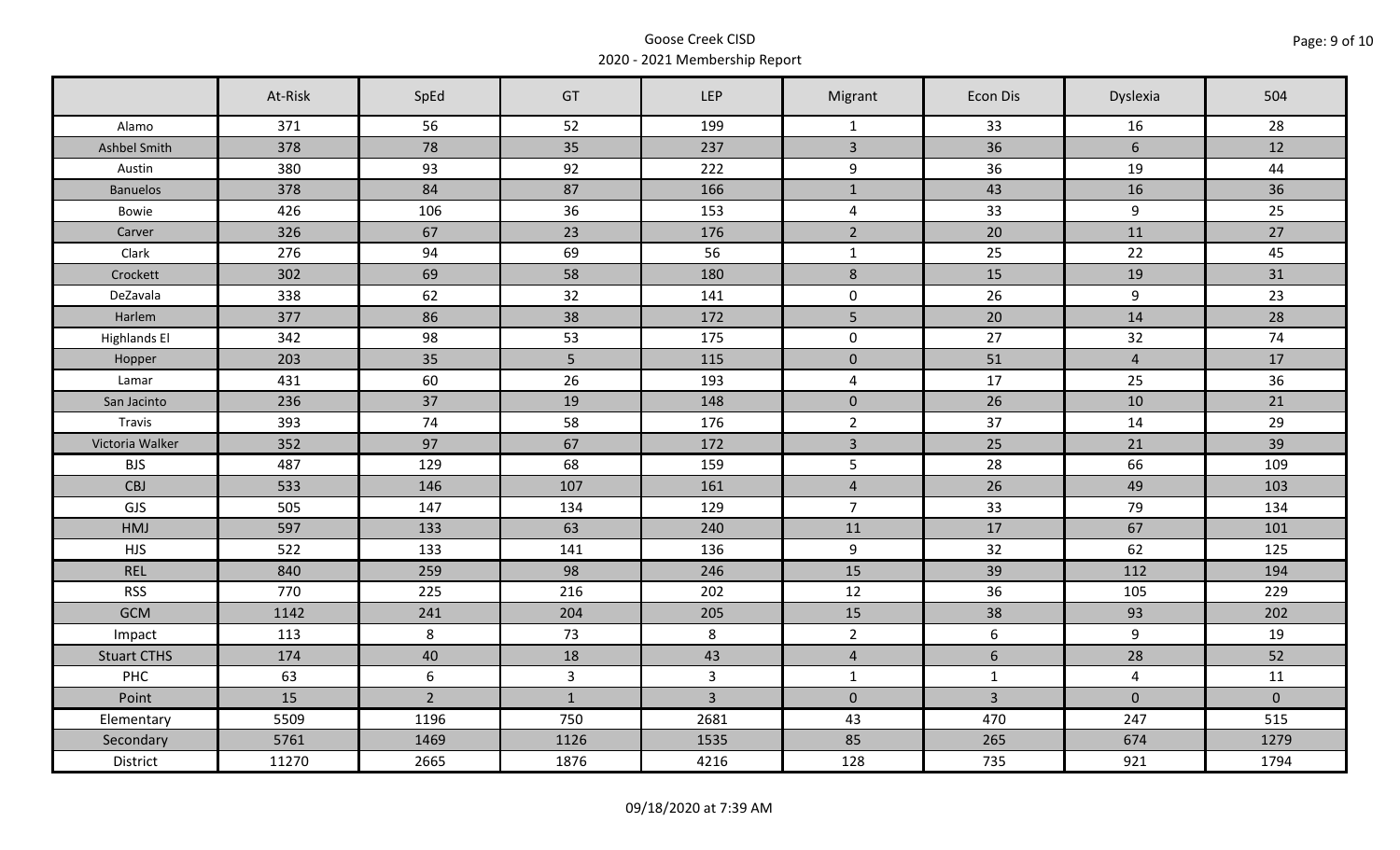Goose Creek CISD
2020 - 2021 Membership Report

| | At-Risk | SpEd | GT | LEP | Migrant | Econ Dis | Dyslexia | 504 |
|---|---|---|---|---|---|---|---|---|
| Alamo | 371 | 56 | 52 | 199 | 1 | 33 | 16 | 28 |
| Ashbel Smith | 378 | 78 | 35 | 237 | 3 | 36 | 6 | 12 |
| Austin | 380 | 93 | 92 | 222 | 9 | 36 | 19 | 44 |
| Banuelos | 378 | 84 | 87 | 166 | 1 | 43 | 16 | 36 |
| Bowie | 426 | 106 | 36 | 153 | 4 | 33 | 9 | 25 |
| Carver | 326 | 67 | 23 | 176 | 2 | 20 | 11 | 27 |
| Clark | 276 | 94 | 69 | 56 | 1 | 25 | 22 | 45 |
| Crockett | 302 | 69 | 58 | 180 | 8 | 15 | 19 | 31 |
| DeZavala | 338 | 62 | 32 | 141 | 0 | 26 | 9 | 23 |
| Harlem | 377 | 86 | 38 | 172 | 5 | 20 | 14 | 28 |
| Highlands El | 342 | 98 | 53 | 175 | 0 | 27 | 32 | 74 |
| Hopper | 203 | 35 | 5 | 115 | 0 | 51 | 4 | 17 |
| Lamar | 431 | 60 | 26 | 193 | 4 | 17 | 25 | 36 |
| San Jacinto | 236 | 37 | 19 | 148 | 0 | 26 | 10 | 21 |
| Travis | 393 | 74 | 58 | 176 | 2 | 37 | 14 | 29 |
| Victoria Walker | 352 | 97 | 67 | 172 | 3 | 25 | 21 | 39 |
| BJS | 487 | 129 | 68 | 159 | 5 | 28 | 66 | 109 |
| CBJ | 533 | 146 | 107 | 161 | 4 | 26 | 49 | 103 |
| GJS | 505 | 147 | 134 | 129 | 7 | 33 | 79 | 134 |
| HMJ | 597 | 133 | 63 | 240 | 11 | 17 | 67 | 101 |
| HJS | 522 | 133 | 141 | 136 | 9 | 32 | 62 | 125 |
| REL | 840 | 259 | 98 | 246 | 15 | 39 | 112 | 194 |
| RSS | 770 | 225 | 216 | 202 | 12 | 36 | 105 | 229 |
| GCM | 1142 | 241 | 204 | 205 | 15 | 38 | 93 | 202 |
| Impact | 113 | 8 | 73 | 8 | 2 | 6 | 9 | 19 |
| Stuart CTHS | 174 | 40 | 18 | 43 | 4 | 6 | 28 | 52 |
| PHC | 63 | 6 | 3 | 3 | 1 | 1 | 4 | 11 |
| Point | 15 | 2 | 1 | 3 | 0 | 3 | 0 | 0 |
| Elementary | 5509 | 1196 | 750 | 2681 | 43 | 470 | 247 | 515 |
| Secondary | 5761 | 1469 | 1126 | 1535 | 85 | 265 | 674 | 1279 |
| District | 11270 | 2665 | 1876 | 4216 | 128 | 735 | 921 | 1794 |

09/18/2020 at 7:39 AM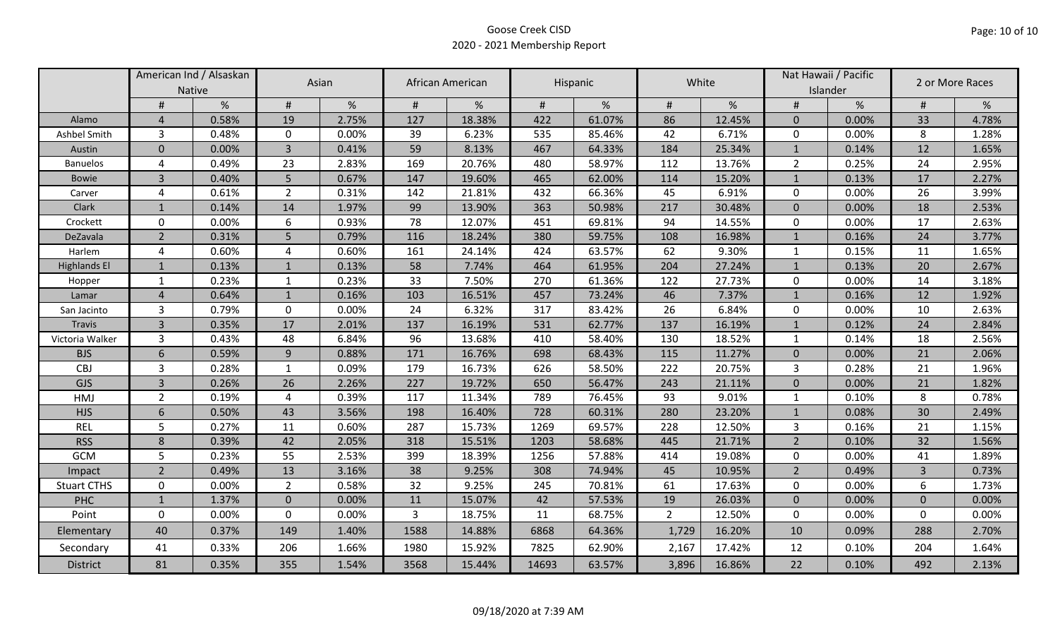# Goose Creek CISD

## 2020 - 2021 Membership Report

| | American Ind / Alsaskan Native | | Asian | | African American | | Hispanic | | White | | Nat Hawaii / Pacific Islander | | 2 or More Races | |
|---|---|---|---|---|---|---|---|---|---|---|---|---|---|---|
| | # | % | # | % | # | % | # | % | # | % | # | % | # | % |
| Alamo | 4 | 0.58% | 19 | 2.75% | 127 | 18.38% | 422 | 61.07% | 86 | 12.45% | 0 | 0.00% | 33 | 4.78% |
| Ashbel Smith | 3 | 0.48% | 0 | 0.00% | 39 | 6.23% | 535 | 85.46% | 42 | 6.71% | 0 | 0.00% | 8 | 1.28% |
| Austin | 0 | 0.00% | 3 | 0.41% | 59 | 8.13% | 467 | 64.33% | 184 | 25.34% | 1 | 0.14% | 12 | 1.65% |
| Banuelos | 4 | 0.49% | 23 | 2.83% | 169 | 20.76% | 480 | 58.97% | 112 | 13.76% | 2 | 0.25% | 24 | 2.95% |
| Bowie | 3 | 0.40% | 5 | 0.67% | 147 | 19.60% | 465 | 62.00% | 114 | 15.20% | 1 | 0.13% | 17 | 2.27% |
| Carver | 4 | 0.61% | 2 | 0.31% | 142 | 21.81% | 432 | 66.36% | 45 | 6.91% | 0 | 0.00% | 26 | 3.99% |
| Clark | 1 | 0.14% | 14 | 1.97% | 99 | 13.90% | 363 | 50.98% | 217 | 30.48% | 0 | 0.00% | 18 | 2.53% |
| Crockett | 0 | 0.00% | 6 | 0.93% | 78 | 12.07% | 451 | 69.81% | 94 | 14.55% | 0 | 0.00% | 17 | 2.63% |
| DeZavala | 2 | 0.31% | 5 | 0.79% | 116 | 18.24% | 380 | 59.75% | 108 | 16.98% | 1 | 0.16% | 24 | 3.77% |
| Harlem | 4 | 0.60% | 4 | 0.60% | 161 | 24.14% | 424 | 63.57% | 62 | 9.30% | 1 | 0.15% | 11 | 1.65% |
| Highlands El | 1 | 0.13% | 1 | 0.13% | 58 | 7.74% | 464 | 61.95% | 204 | 27.24% | 1 | 0.13% | 20 | 2.67% |
| Hopper | 1 | 0.23% | 1 | 0.23% | 33 | 7.50% | 270 | 61.36% | 122 | 27.73% | 0 | 0.00% | 14 | 3.18% |
| Lamar | 4 | 0.64% | 1 | 0.16% | 103 | 16.51% | 457 | 73.24% | 46 | 7.37% | 1 | 0.16% | 12 | 1.92% |
| San Jacinto | 3 | 0.79% | 0 | 0.00% | 24 | 6.32% | 317 | 83.42% | 26 | 6.84% | 0 | 0.00% | 10 | 2.63% |
| Travis | 3 | 0.35% | 17 | 2.01% | 137 | 16.19% | 531 | 62.77% | 137 | 16.19% | 1 | 0.12% | 24 | 2.84% |
| Victoria Walker | 3 | 0.43% | 48 | 6.84% | 96 | 13.68% | 410 | 58.40% | 130 | 18.52% | 1 | 0.14% | 18 | 2.56% |
| BJS | 6 | 0.59% | 9 | 0.88% | 171 | 16.76% | 698 | 68.43% | 115 | 11.27% | 0 | 0.00% | 21 | 2.06% |
| CBJ | 3 | 0.28% | 1 | 0.09% | 179 | 16.73% | 626 | 58.50% | 222 | 20.75% | 3 | 0.28% | 21 | 1.96% |
| GJS | 3 | 0.26% | 26 | 2.26% | 227 | 19.72% | 650 | 56.47% | 243 | 21.11% | 0 | 0.00% | 21 | 1.82% |
| HMJ | 2 | 0.19% | 4 | 0.39% | 117 | 11.34% | 789 | 76.45% | 93 | 9.01% | 1 | 0.10% | 8 | 0.78% |
| HJS | 6 | 0.50% | 43 | 3.56% | 198 | 16.40% | 728 | 60.31% | 280 | 23.20% | 1 | 0.08% | 30 | 2.49% |
| REL | 5 | 0.27% | 11 | 0.60% | 287 | 15.73% | 1269 | 69.57% | 228 | 12.50% | 3 | 0.16% | 21 | 1.15% |
| RSS | 8 | 0.39% | 42 | 2.05% | 318 | 15.51% | 1203 | 58.68% | 445 | 21.71% | 2 | 0.10% | 32 | 1.56% |
| GCM | 5 | 0.23% | 55 | 2.53% | 399 | 18.39% | 1256 | 57.88% | 414 | 19.08% | 0 | 0.00% | 41 | 1.89% |
| Impact | 2 | 0.49% | 13 | 3.16% | 38 | 9.25% | 308 | 74.94% | 45 | 10.95% | 2 | 0.49% | 3 | 0.73% |
| Stuart CTHS | 0 | 0.00% | 2 | 0.58% | 32 | 9.25% | 245 | 70.81% | 61 | 17.63% | 0 | 0.00% | 6 | 1.73% |
| PHC | 1 | 1.37% | 0 | 0.00% | 11 | 15.07% | 42 | 57.53% | 19 | 26.03% | 0 | 0.00% | 0 | 0.00% |
| Point | 0 | 0.00% | 0 | 0.00% | 3 | 18.75% | 11 | 68.75% | 2 | 12.50% | 0 | 0.00% | 0 | 0.00% |
| Elementary | 40 | 0.37% | 149 | 1.40% | 1588 | 14.88% | 6868 | 64.36% | 1,729 | 16.20% | 10 | 0.09% | 288 | 2.70% |
| Secondary | 41 | 0.33% | 206 | 1.66% | 1980 | 15.92% | 7825 | 62.90% | 2,167 | 17.42% | 12 | 0.10% | 204 | 1.64% |
| District | 81 | 0.35% | 355 | 1.54% | 3568 | 15.44% | 14693 | 63.57% | 3,896 | 16.86% | 22 | 0.10% | 492 | 2.13% |

09/18/2020 at 7:39 AM